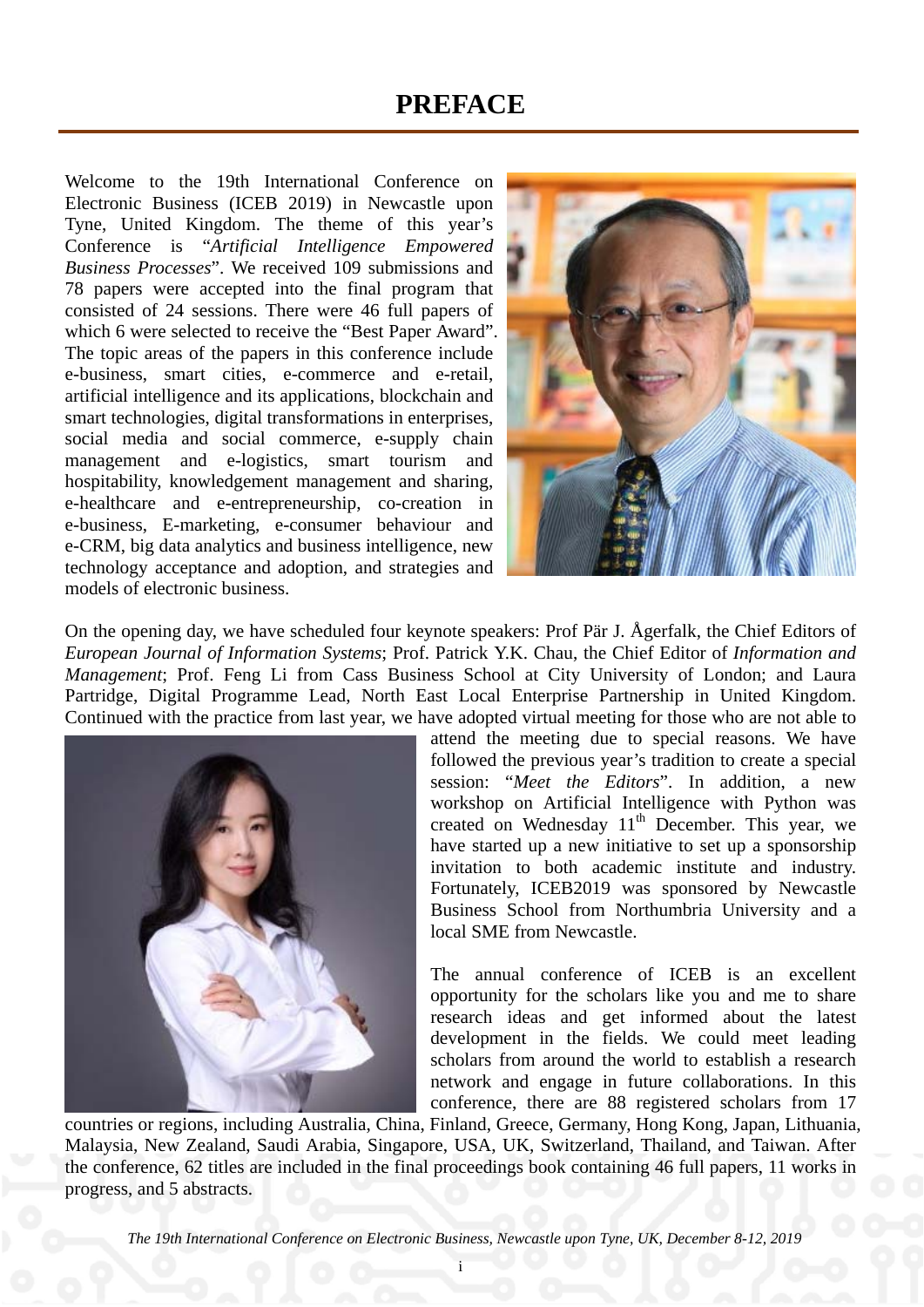# PREFACE

Welcome to the 19th International Conference on Electronic Business (ICEB 2019) in Newcastle upon Tyne, United Kingdom. The theme of this year's Conference is "*Artificial Intelligence Empowered Business Processes*". We received 109 submissions and 78 papers were accepted into the final program that consisted of 24 sessions. There were 46 full papers of which 6 were selected to receive the "Best Paper Award". The topic areas of the papers in this conference include e-business, smart cities, e-commerce and e-retail, artificial intelligence and its applications, blockchain and smart technologies, digital transformations in enterprises, social media and social commerce, e-supply chain management and e-logistics, smart tourism and hospitability, knowledgement management and sharing, e-healthcare and e-entrepreneurship, co-creation in e-business, E-marketing, e-consumer behaviour and e-CRM, big data analytics and business intelligence, new technology acceptance and adoption, and strategies and models of electronic business.

On the opening day, we have scheduled four keynote speakers: Prof Pär J. Ågerfalk, the Chief Editors of *European Journal of Information Systems*; Prof. Patrick Y.K. Chau, the Chief Editor of *Information and Management*; Prof. Feng Li from Cass Business School at City University of London; and Laura Partridge, Digital Programme Lead, North East Local Enterprise Partnership in United Kingdom. Continued with the practice from last year, we have adopted virtual meeting for those who are not able to attend the meeting due to special reasons. We have followed the previous year's tradition to create a special session: "*Meet the Editors*". In addition, a new workshop on Artificial Intelligence with Python was created on Wednesday 11th December. This year, we have started up a new initiative to set up a sponsorship invitation to both academic institute and industry. Fortunately, ICEB2019 was sponsored by Newcastle Business School from Northumbria University and a local SME from Newcastle.

The annual conference of ICEB is an excellent opportunity for the scholars like you and me to share research ideas and get informed about the latest development in the fields. We could meet leading scholars from around the world to establish a research network and engage in future collaborations. In this conference, there are 88 registered scholars from 17 countries or regions, including Australia, China, Finland, Greece, Germany, Hong Kong, Japan, Lithuania, Malaysia, New Zealand, Saudi Arabia, Singapore, USA, UK, Switzerland, Thailand, and Taiwan. After the conference, 62 titles are included in the final proceedings book containing 46 full papers, 11 works in progress, and 5 abstracts.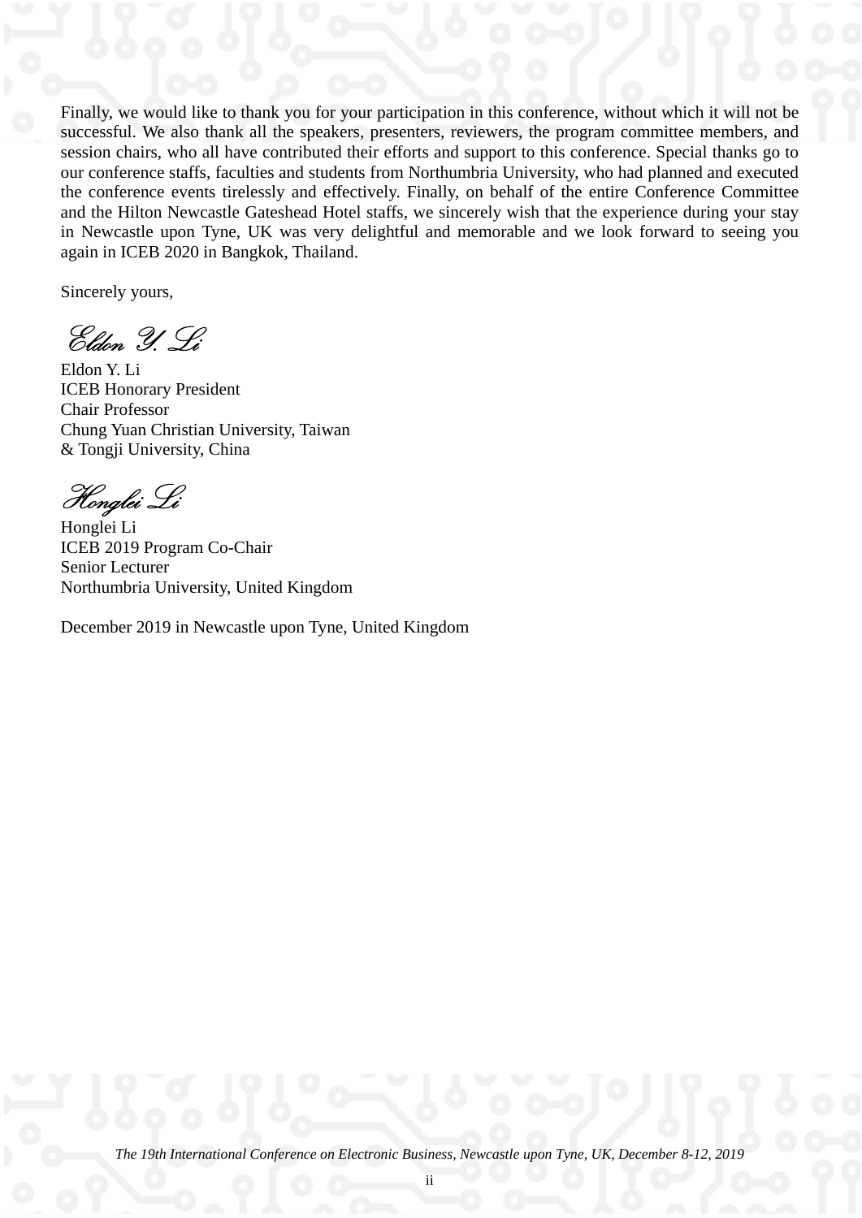Finally, we would like to thank you for your participation in this conference, without which it will not be successful. We also thank all the speakers, presenters, reviewers, the program committee members, and session chairs, who all have contributed their efforts and support to this conference. Special thanks go to our conference staffs, faculties and students from Northumbria University, who had planned and executed the conference events tirelessly and effectively. Finally, on behalf of the entire Conference Committee and the Hilton Newcastle Gateshead Hotel staffs, we sincerely wish that the experience during your stay in Newcastle upon Tyne, UK was very delightful and memorable and we look forward to seeing you again in ICEB 2020 in Bangkok, Thailand.

Sincerely yours,

*Eldon Y. Li*

Eldon Y. Li
ICEB Honorary President
Chair Professor
Chung Yuan Christian University, Taiwan
& Tongji University, China

*Honglei Li*

Honglei Li
ICEB 2019 Program Co-Chair
Senior Lecturer
Northumbria University, United Kingdom

December 2019 in Newcastle upon Tyne, United Kingdom